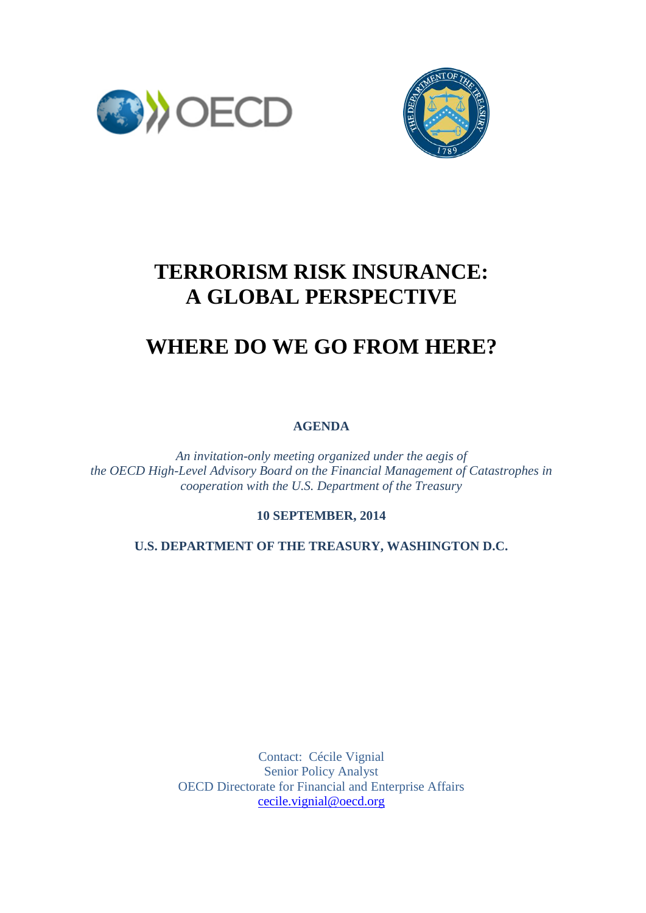# TERRORISM RISK INSURANCE: A GLOBAL PERSPECTIVE

# WHERE DO WE GO FROM HERE?

**AGENDA**

*An invitation-only meeting organized under the aegis of the OECD High-Level Advisory Board on the Financial Management of Catastrophes in cooperation with the U.S. Department of the Treasury*

**10 SEPTEMBER, 2014**

**U.S. DEPARTMENT OF THE TREASURY, WASHINGTON D.C.**

Contact: Cécile Vignial
Senior Policy Analyst
OECD Directorate for Financial and Enterprise Affairs
cecile.vignial@oecd.org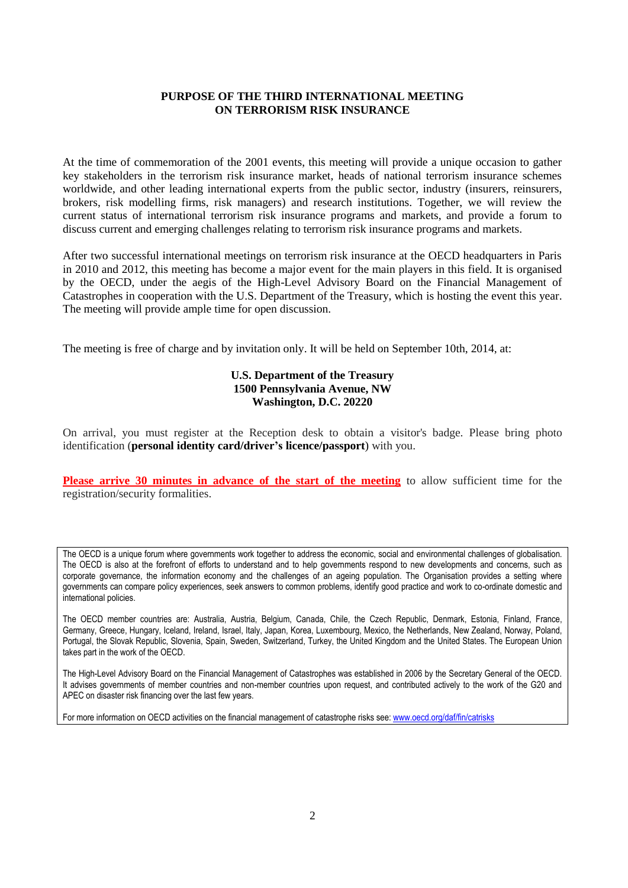## PURPOSE OF THE THIRD INTERNATIONAL MEETING ON TERRORISM RISK INSURANCE

At the time of commemoration of the 2001 events, this meeting will provide a unique occasion to gather key stakeholders in the terrorism risk insurance market, heads of national terrorism insurance schemes worldwide, and other leading international experts from the public sector, industry (insurers, reinsurers, brokers, risk modelling firms, risk managers) and research institutions. Together, we will review the current status of international terrorism risk insurance programs and markets, and provide a forum to discuss current and emerging challenges relating to terrorism risk insurance programs and markets.

After two successful international meetings on terrorism risk insurance at the OECD headquarters in Paris in 2010 and 2012, this meeting has become a major event for the main players in this field. It is organised by the OECD, under the aegis of the High-Level Advisory Board on the Financial Management of Catastrophes in cooperation with the U.S. Department of the Treasury, which is hosting the event this year. The meeting will provide ample time for open discussion.

The meeting is free of charge and by invitation only. It will be held on September 10th, 2014, at:

**U.S. Department of the Treasury**
**1500 Pennsylvania Avenue, NW**
**Washington, D.C. 20220**

On arrival, you must register at the Reception desk to obtain a visitor's badge. Please bring photo identification (**personal identity card/driver's licence/passport**) with you.

**Please arrive 30 minutes in advance of the start of the meeting** to allow sufficient time for the registration/security formalities.

---

The OECD is a unique forum where governments work together to address the economic, social and environmental challenges of globalisation. The OECD is also at the forefront of efforts to understand and to help governments respond to new developments and concerns, such as corporate governance, the information economy and the challenges of an ageing population. The Organisation provides a setting where governments can compare policy experiences, seek answers to common problems, identify good practice and work to co-ordinate domestic and international policies.

The OECD member countries are: Australia, Austria, Belgium, Canada, Chile, the Czech Republic, Denmark, Estonia, Finland, France, Germany, Greece, Hungary, Iceland, Ireland, Israel, Italy, Japan, Korea, Luxembourg, Mexico, the Netherlands, New Zealand, Norway, Poland, Portugal, the Slovak Republic, Slovenia, Spain, Sweden, Switzerland, Turkey, the United Kingdom and the United States. The European Union takes part in the work of the OECD.

The High-Level Advisory Board on the Financial Management of Catastrophes was established in 2006 by the Secretary General of the OECD. It advises governments of member countries and non-member countries upon request, and contributed actively to the work of the G20 and APEC on disaster risk financing over the last few years.

For more information on OECD activities on the financial management of catastrophe risks see: www.oecd.org/daf/fin/catrisks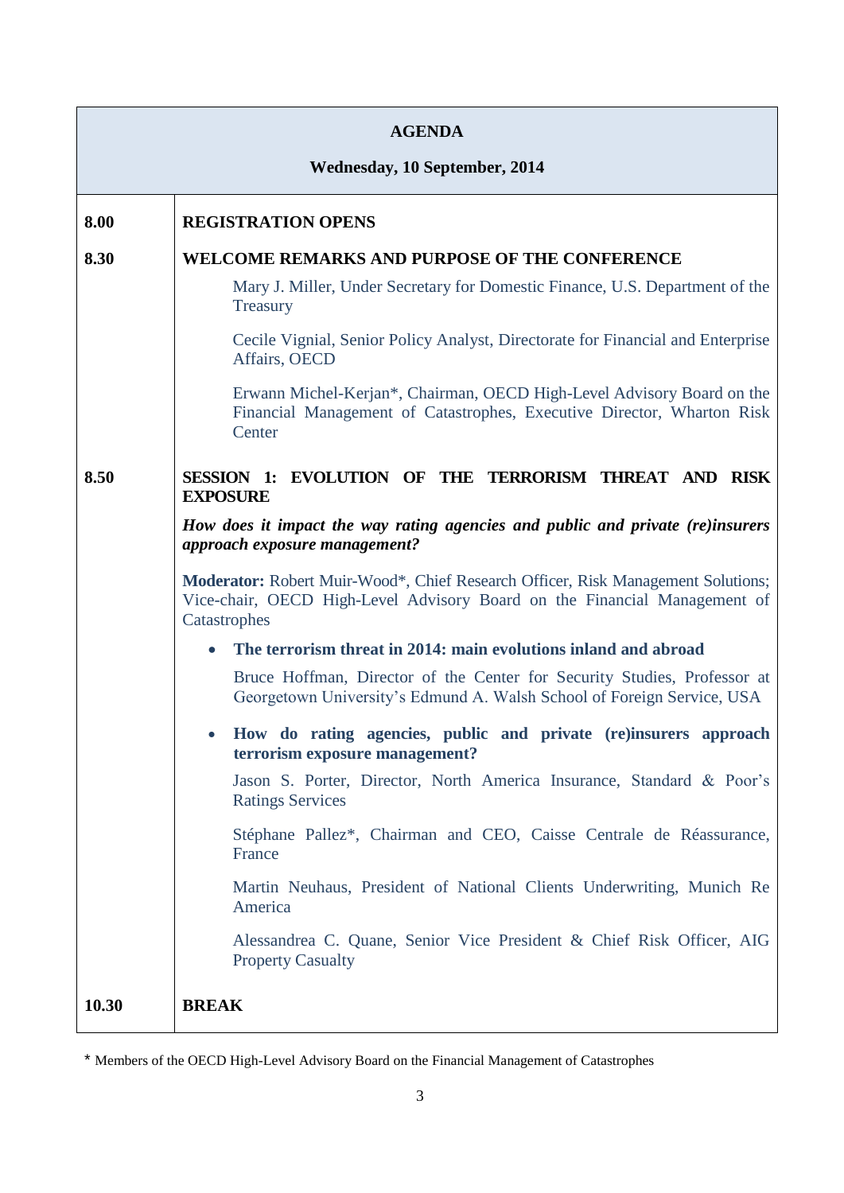| AGENDA | |
|---|---|
| **Wednesday, 10 September, 2014** | |
| **8.00** | **REGISTRATION OPENS** |
| **8.30** | **WELCOME REMARKS AND PURPOSE OF THE CONFERENCE**<br><br>Mary J. Miller, Under Secretary for Domestic Finance, U.S. Department of the Treasury<br><br>Cecile Vignial, Senior Policy Analyst, Directorate for Financial and Enterprise Affairs, OECD<br><br>Erwann Michel-Kerjan*, Chairman, OECD High-Level Advisory Board on the Financial Management of Catastrophes, Executive Director, Wharton Risk Center |
| **8.50** | **SESSION 1: EVOLUTION OF THE TERRORISM THREAT AND RISK EXPOSURE**<br><br>***How does it impact the way rating agencies and public and private (re)insurers approach exposure management?***<br><br>**Moderator:** Robert Muir-Wood*, Chief Research Officer, Risk Management Solutions; Vice-chair, OECD High-Level Advisory Board on the Financial Management of Catastrophes<br><br>• **The terrorism threat in 2014: main evolutions inland and abroad**<br><br>Bruce Hoffman, Director of the Center for Security Studies, Professor at Georgetown University's Edmund A. Walsh School of Foreign Service, USA<br><br>• **How do rating agencies, public and private (re)insurers approach terrorism exposure management?**<br><br>Jason S. Porter, Director, North America Insurance, Standard & Poor's Ratings Services<br><br>Stéphane Pallez*, Chairman and CEO, Caisse Centrale de Réassurance, France<br><br>Martin Neuhaus, President of National Clients Underwriting, Munich Re America<br><br>Alessandrea C. Quane, Senior Vice President & Chief Risk Officer, AIG Property Casualty |
| **10.30** | **BREAK** |

* Members of the OECD High-Level Advisory Board on the Financial Management of Catastrophes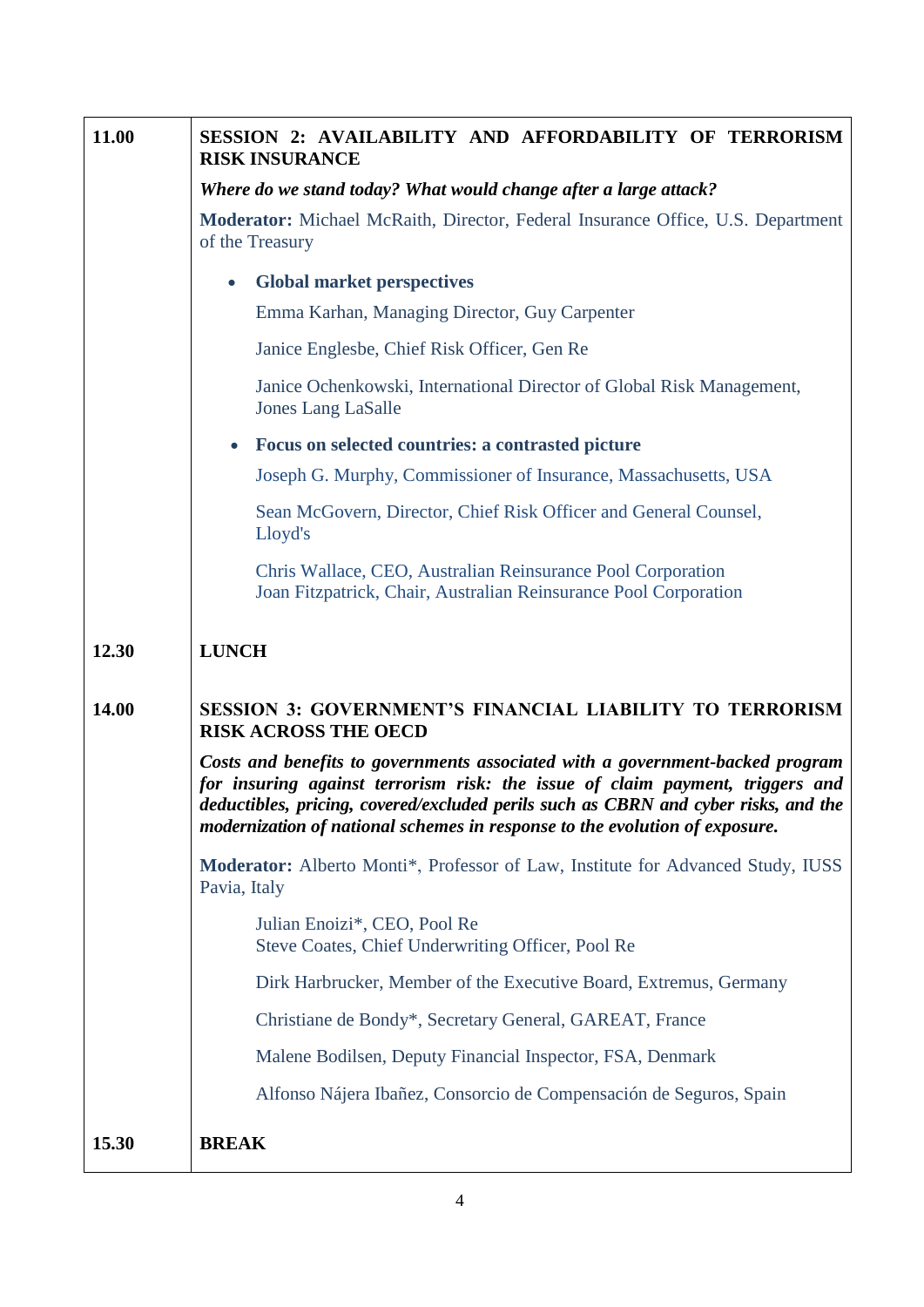| | |
|---|---|
| **11.00** | **SESSION 2: AVAILABILITY AND AFFORDABILITY OF TERRORISM RISK INSURANCE**<br><br>***Where do we stand today? What would change after a large attack?***<br><br>**Moderator:** Michael McRaith, Director, Federal Insurance Office, U.S. Department of the Treasury<br><br>• **Global market perspectives**<br><br>Emma Karhan, Managing Director, Guy Carpenter<br><br>Janice Englesbe, Chief Risk Officer, Gen Re<br><br>Janice Ochenkowski, International Director of Global Risk Management, Jones Lang LaSalle<br><br>• **Focus on selected countries: a contrasted picture**<br><br>Joseph G. Murphy, Commissioner of Insurance, Massachusetts, USA<br><br>Sean McGovern, Director, Chief Risk Officer and General Counsel, Lloyd's<br><br>Chris Wallace, CEO, Australian Reinsurance Pool Corporation<br>Joan Fitzpatrick, Chair, Australian Reinsurance Pool Corporation |
| **12.30** | **LUNCH** |
| **14.00** | **SESSION 3: GOVERNMENT'S FINANCIAL LIABILITY TO TERRORISM RISK ACROSS THE OECD**<br><br>***Costs and benefits to governments associated with a government-backed program for insuring against terrorism risk: the issue of claim payment, triggers and deductibles, pricing, covered/excluded perils such as CBRN and cyber risks, and the modernization of national schemes in response to the evolution of exposure.***<br><br>**Moderator:** Alberto Monti*, Professor of Law, Institute for Advanced Study, IUSS Pavia, Italy<br><br>Julian Enoizi*, CEO, Pool Re<br>Steve Coates, Chief Underwriting Officer, Pool Re<br><br>Dirk Harbrucker, Member of the Executive Board, Extremus, Germany<br><br>Christiane de Bondy*, Secretary General, GAREAT, France<br><br>Malene Bodilsen, Deputy Financial Inspector, FSA, Denmark<br><br>Alfonso Nájera Ibañez, Consorcio de Compensación de Seguros, Spain |
| **15.30** | **BREAK** |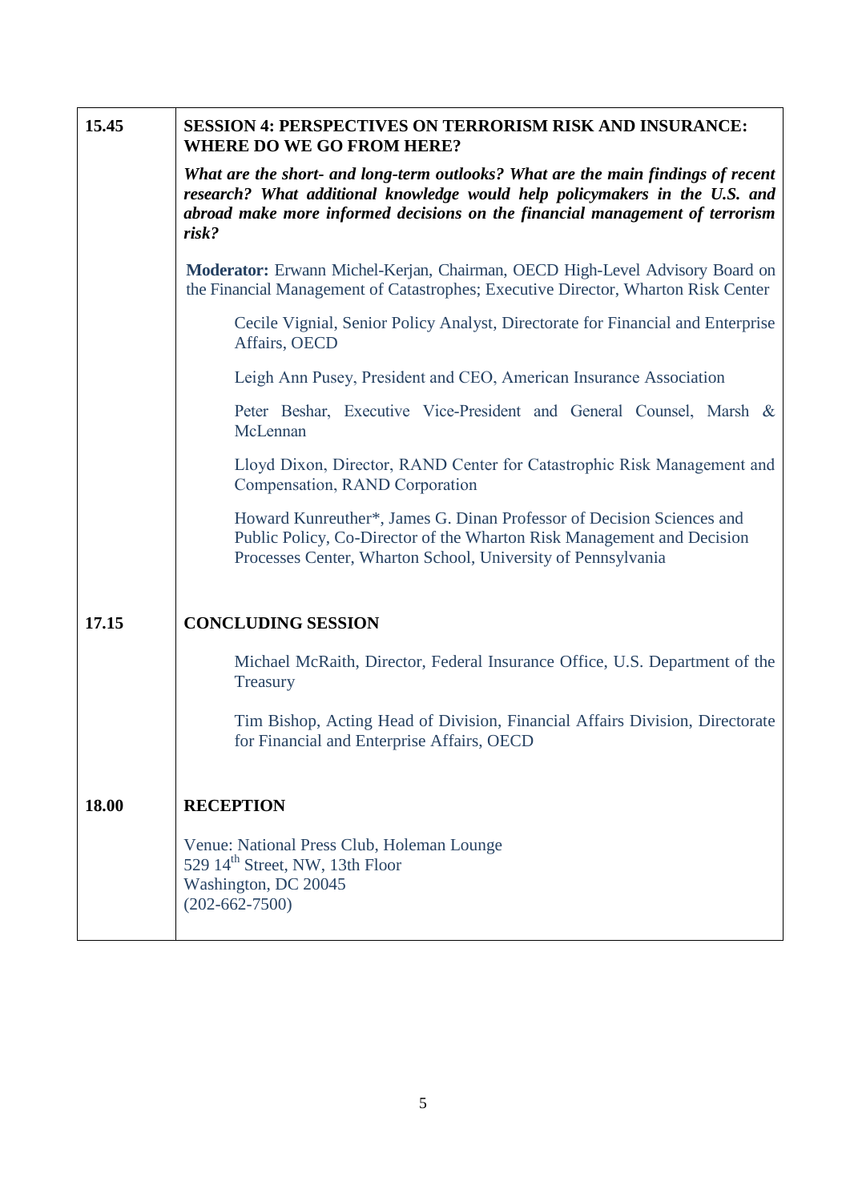| | |
|---|---|
| **15.45** | **SESSION 4: PERSPECTIVES ON TERRORISM RISK AND INSURANCE: WHERE DO WE GO FROM HERE?**<br><br>***What are the short- and long-term outlooks? What are the main findings of recent research? What additional knowledge would help policymakers in the U.S. and abroad make more informed decisions on the financial management of terrorism risk?***<br><br>**Moderator:** Erwann Michel-Kerjan, Chairman, OECD High-Level Advisory Board on the Financial Management of Catastrophes; Executive Director, Wharton Risk Center<br><br>Cecile Vignial, Senior Policy Analyst, Directorate for Financial and Enterprise Affairs, OECD<br><br>Leigh Ann Pusey, President and CEO, American Insurance Association<br><br>Peter Beshar, Executive Vice-President and General Counsel, Marsh & McLennan<br><br>Lloyd Dixon, Director, RAND Center for Catastrophic Risk Management and Compensation, RAND Corporation<br><br>Howard Kunreuther*, James G. Dinan Professor of Decision Sciences and Public Policy, Co-Director of the Wharton Risk Management and Decision Processes Center, Wharton School, University of Pennsylvania |
| **17.15** | **CONCLUDING SESSION**<br><br>Michael McRaith, Director, Federal Insurance Office, U.S. Department of the Treasury<br><br>Tim Bishop, Acting Head of Division, Financial Affairs Division, Directorate for Financial and Enterprise Affairs, OECD |
| **18.00** | **RECEPTION**<br><br>Venue: National Press Club, Holeman Lounge<br>529 14th Street, NW, 13th Floor<br>Washington, DC 20045<br>(202-662-7500) |